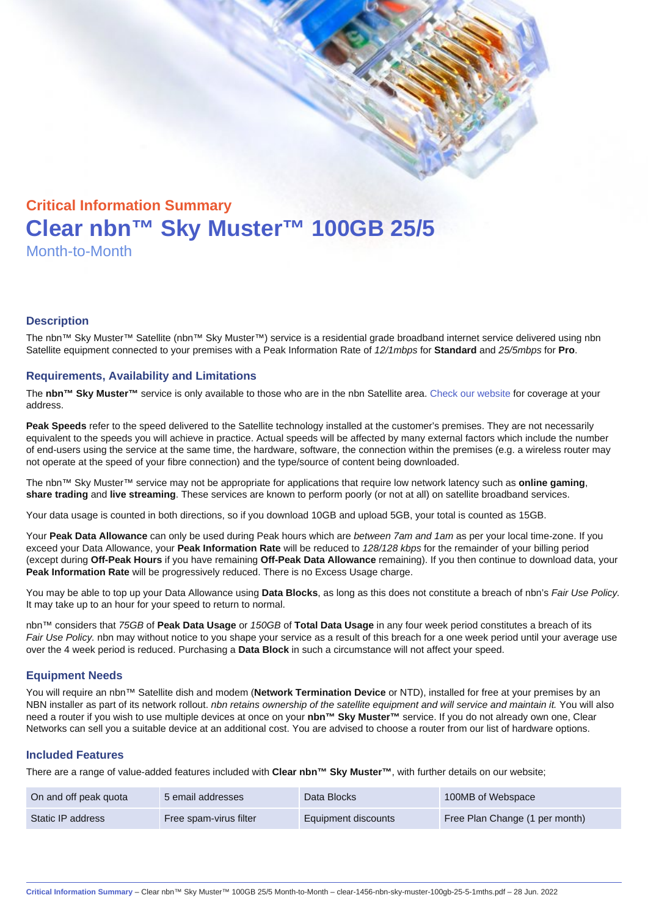## Critical Information Summary

# Clear nbn™ Sky Muster™ 100GB 25/5

Month-to-Month

### Description

The nbn™ Sky Muster™ Satellite (nbn™ Sky Muster™) service is a residential grade broadband internet service delivered using nbn Satellite equipment connected to your premises with a Peak Information Rate of *12/1mbps* for **Standard** and *25/5mbps* for **Pro**.

### Requirements, Availability and Limitations

The **nbn™ Sky Muster™** service is only available to those who are in the nbn Satellite area. Check our website for coverage at your address.

**Peak Speeds** refer to the speed delivered to the Satellite technology installed at the customer's premises. They are not necessarily equivalent to the speeds you will achieve in practice. Actual speeds will be affected by many external factors which include the number of end-users using the service at the same time, the hardware, software, the connection within the premises (e.g. a wireless router may not operate at the speed of your fibre connection) and the type/source of content being downloaded.

The nbn™ Sky Muster™ service may not be appropriate for applications that require low network latency such as **online gaming**, **share trading** and **live streaming**. These services are known to perform poorly (or not at all) on satellite broadband services.

Your data usage is counted in both directions, so if you download 10GB and upload 5GB, your total is counted as 15GB.

Your **Peak Data Allowance** can only be used during Peak hours which are *between 7am and 1am* as per your local time-zone. If you exceed your Data Allowance, your **Peak Information Rate** will be reduced to *128/128 kbps* for the remainder of your billing period (except during **Off-Peak Hours** if you have remaining **Off-Peak Data Allowance** remaining). If you then continue to download data, your **Peak Information Rate** will be progressively reduced. There is no Excess Usage charge.

You may be able to top up your Data Allowance using **Data Blocks**, as long as this does not constitute a breach of nbn's *Fair Use Policy*. It may take up to an hour for your speed to return to normal.

nbn™ considers that *75GB* of **Peak Data Usage** or *150GB* of **Total Data Usage** in any four week period constitutes a breach of its *Fair Use Policy.* nbn may without notice to you shape your service as a result of this breach for a one week period until your average use over the 4 week period is reduced. Purchasing a **Data Block** in such a circumstance will not affect your speed.

### Equipment Needs

You will require an nbn™ Satellite dish and modem (**Network Termination Device** or NTD), installed for free at your premises by an NBN installer as part of its network rollout. *nbn retains ownership of the satellite equipment and will service and maintain it.* You will also need a router if you wish to use multiple devices at once on your **nbn™ Sky Muster™** service. If you do not already own one, Clear Networks can sell you a suitable device at an additional cost. You are advised to choose a router from our list of hardware options.

### Included Features

There are a range of value-added features included with **Clear nbn™ Sky Muster™**, with further details on our website;

| | | | |
|---|---|---|---|
| On and off peak quota | 5 email addresses | Data Blocks | 100MB of Webspace |
| Static IP address | Free spam-virus filter | Equipment discounts | Free Plan Change (1 per month) |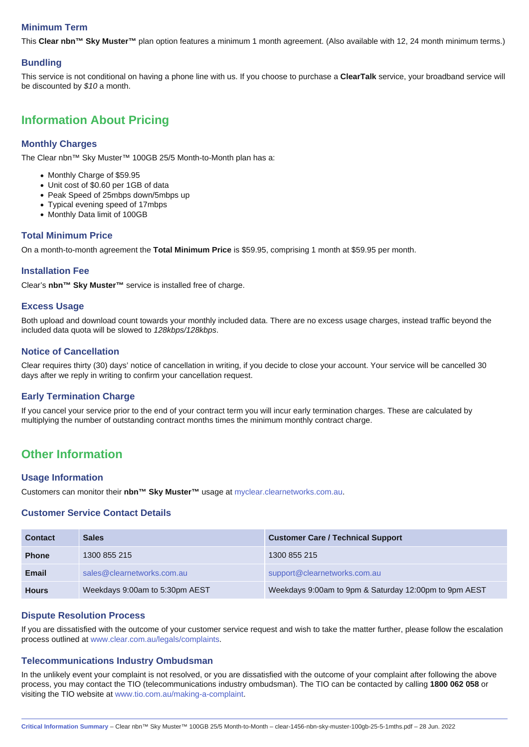### Minimum Term

This **Clear nbn™ Sky Muster™** plan option features a minimum 1 month agreement. (Also available with 12, 24 month minimum terms.)

### Bundling

This service is not conditional on having a phone line with us. If you choose to purchase a **ClearTalk** service, your broadband service will be discounted by *$10* a month.

## Information About Pricing

### Monthly Charges

The Clear nbn™ Sky Muster™ 100GB 25/5 Month-to-Month plan has a:

- Monthly Charge of $59.95
- Unit cost of $0.60 per 1GB of data
- Peak Speed of 25mbps down/5mbps up
- Typical evening speed of 17mbps
- Monthly Data limit of 100GB

### Total Minimum Price

On a month-to-month agreement the **Total Minimum Price** is $59.95, comprising 1 month at $59.95 per month.

### Installation Fee

Clear's **nbn™ Sky Muster™** service is installed free of charge.

### Excess Usage

Both upload and download count towards your monthly included data. There are no excess usage charges, instead traffic beyond the included data quota will be slowed to *128kbps/128kbps*.

### Notice of Cancellation

Clear requires thirty (30) days' notice of cancellation in writing, if you decide to close your account. Your service will be cancelled 30 days after we reply in writing to confirm your cancellation request.

### Early Termination Charge

If you cancel your service prior to the end of your contract term you will incur early termination charges. These are calculated by multiplying the number of outstanding contract months times the minimum monthly contract charge.

## Other Information

### Usage Information

Customers can monitor their **nbn™ Sky Muster™** usage at myclear.clearnetworks.com.au.

### Customer Service Contact Details

| Contact | Sales | Customer Care / Technical Support |
| --- | --- | --- |
| **Phone** | 1300 855 215 | 1300 855 215 |
| **Email** | sales@clearnetworks.com.au | support@clearnetworks.com.au |
| **Hours** | Weekdays 9:00am to 5:30pm AEST | Weekdays 9:00am to 9pm & Saturday 12:00pm to 9pm AEST |

### Dispute Resolution Process

If you are dissatisfied with the outcome of your customer service request and wish to take the matter further, please follow the escalation process outlined at www.clear.com.au/legals/complaints.

### Telecommunications Industry Ombudsman

In the unlikely event your complaint is not resolved, or you are dissatisfied with the outcome of your complaint after following the above process, you may contact the TIO (telecommunications industry ombudsman). The TIO can be contacted by calling **1800 062 058** or visiting the TIO website at www.tio.com.au/making-a-complaint.